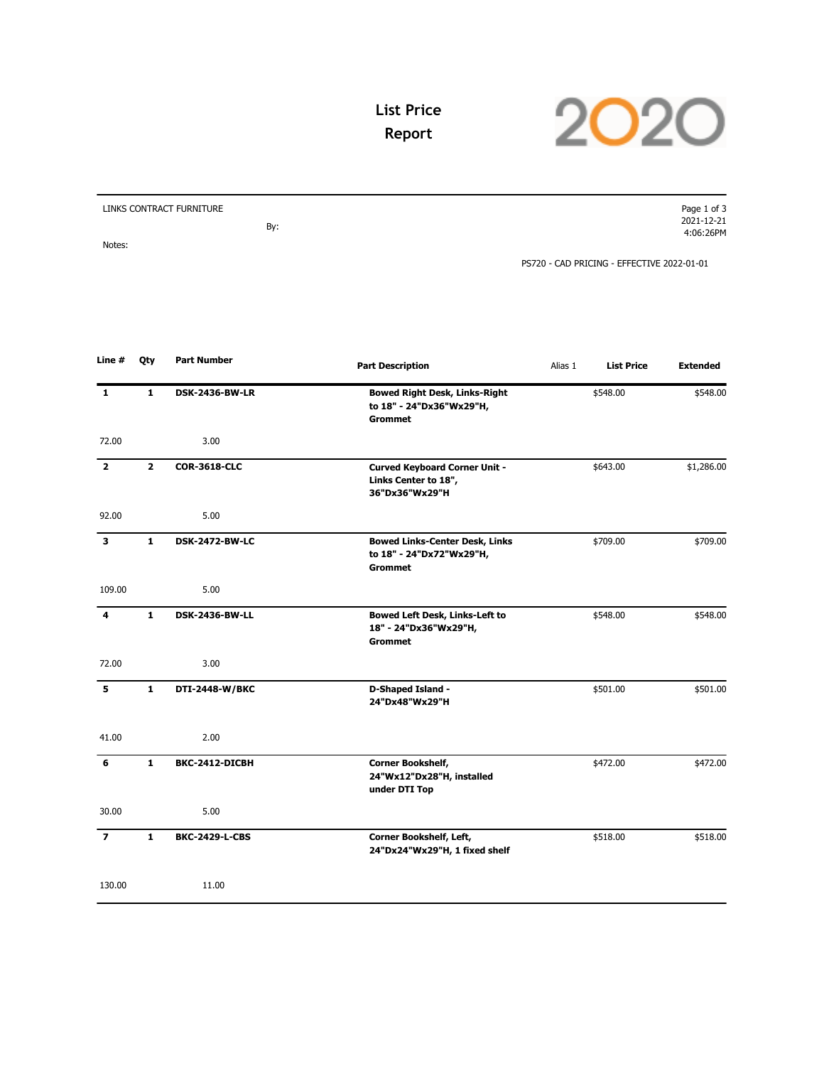# List Price Report

LINKS CONTRACT FURNITURE

By:

Notes:

2021-12-21
4:06:26PM

PS720 - CAD PRICING - EFFECTIVE 2022-01-01

| Line # | Qty | Part Number | Part Description | Alias 1 | List Price | Extended |
|---|---|---|---|---|---|---|
| **1** | **1** | **DSK-2436-BW-LR** | **Bowed Right Desk, Links-Right to 18" - 24"Dx36"Wx29"H, Grommet** | | $548.00 | $548.00 |
| 72.00 | | 3.00 | | | | |
| **2** | **2** | **COR-3618-CLC** | **Curved Keyboard Corner Unit - Links Center to 18", 36"Dx36"Wx29"H** | | $643.00 | $1,286.00 |
| 92.00 | | 5.00 | | | | |
| **3** | **1** | **DSK-2472-BW-LC** | **Bowed Links-Center Desk, Links to 18" - 24"Dx72"Wx29"H, Grommet** | | $709.00 | $709.00 |
| 109.00 | | 5.00 | | | | |
| **4** | **1** | **DSK-2436-BW-LL** | **Bowed Left Desk, Links-Left to 18" - 24"Dx36"Wx29"H, Grommet** | | $548.00 | $548.00 |
| 72.00 | | 3.00 | | | | |
| **5** | **1** | **DTI-2448-W/BKC** | **D-Shaped Island - 24"Dx48"Wx29"H** | | $501.00 | $501.00 |
| 41.00 | | 2.00 | | | | |
| **6** | **1** | **BKC-2412-DICBH** | **Corner Bookshelf, 24"Wx12"Dx28"H, installed under DTI Top** | | $472.00 | $472.00 |
| 30.00 | | 5.00 | | | | |
| **7** | **1** | **BKC-2429-L-CBS** | **Corner Bookshelf, Left, 24"Dx24"Wx29"H, 1 fixed shelf** | | $518.00 | $518.00 |
| 130.00 | | 11.00 | | | | |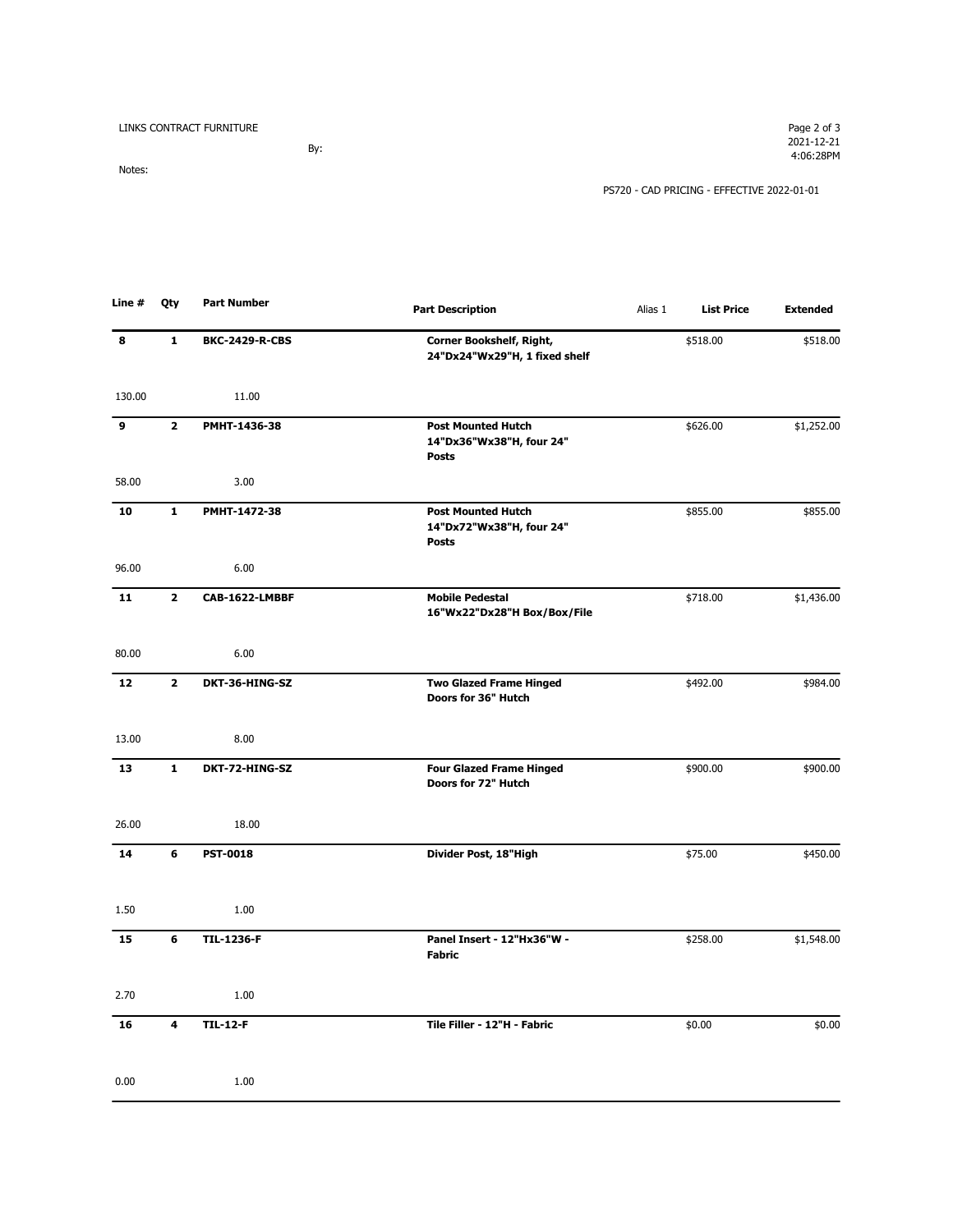LINKS CONTRACT FURNITURE

By:

Notes:

PS720 - CAD PRICING - EFFECTIVE 2022-01-01

| Line # | Qty | Part Number | Part Description | Alias 1 | List Price | Extended |
|---|---|---|---|---|---|---|
| **8** | **1** | **BKC-2429-R-CBS** | **Corner Bookshelf, Right, 24"Dx24"Wx29"H, 1 fixed shelf** | | $518.00 | $518.00 |
| 130.00 | | 11.00 | | | | |
| **9** | **2** | **PMHT-1436-38** | **Post Mounted Hutch 14"Dx36"Wx38"H, four 24" Posts** | | $626.00 | $1,252.00 |
| 58.00 | | 3.00 | | | | |
| **10** | **1** | **PMHT-1472-38** | **Post Mounted Hutch 14"Dx72"Wx38"H, four 24" Posts** | | $855.00 | $855.00 |
| 96.00 | | 6.00 | | | | |
| **11** | **2** | **CAB-1622-LMBBF** | **Mobile Pedestal 16"Wx22"Dx28"H Box/Box/File** | | $718.00 | $1,436.00 |
| 80.00 | | 6.00 | | | | |
| **12** | **2** | **DKT-36-HING-SZ** | **Two Glazed Frame Hinged Doors for 36" Hutch** | | $492.00 | $984.00 |
| 13.00 | | 8.00 | | | | |
| **13** | **1** | **DKT-72-HING-SZ** | **Four Glazed Frame Hinged Doors for 72" Hutch** | | $900.00 | $900.00 |
| 26.00 | | 18.00 | | | | |
| **14** | **6** | **PST-0018** | **Divider Post, 18"High** | | $75.00 | $450.00 |
| 1.50 | | 1.00 | | | | |
| **15** | **6** | **TIL-1236-F** | **Panel Insert - 12"Hx36"W - Fabric** | | $258.00 | $1,548.00 |
| 2.70 | | 1.00 | | | | |
| **16** | **4** | **TIL-12-F** | **Tile Filler - 12"H - Fabric** | | $0.00 | $0.00 |
| 0.00 | | 1.00 | | | | |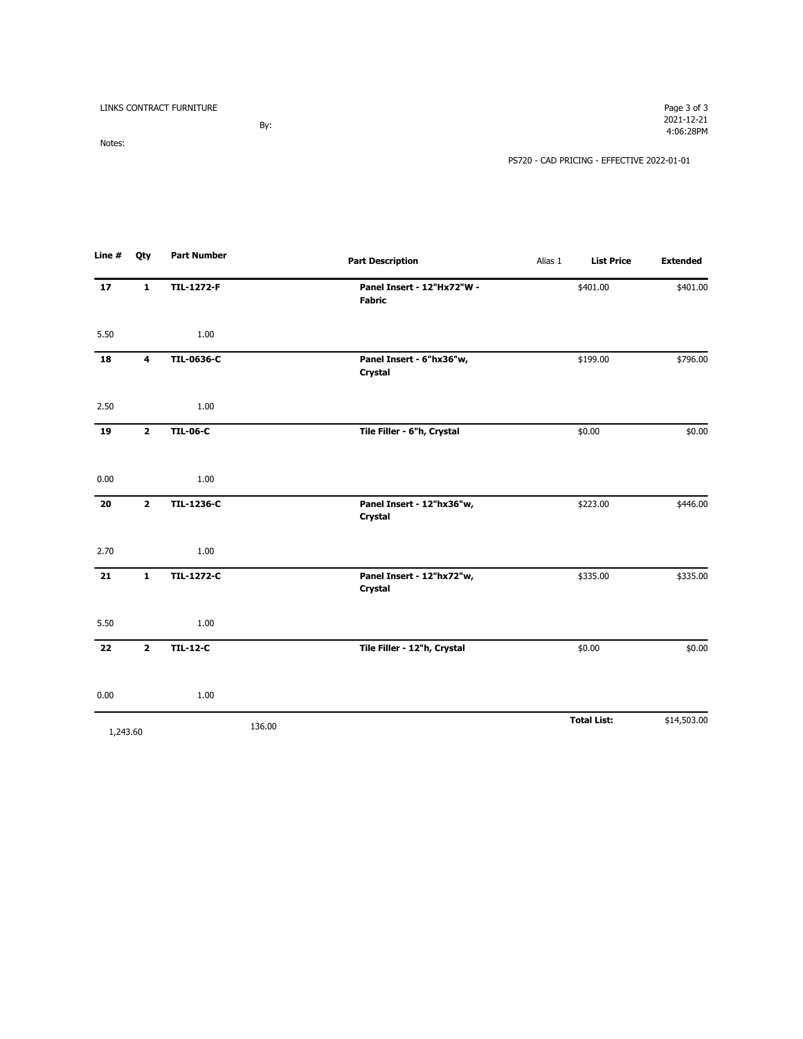LINKS CONTRACT FURNITURE

By:

Notes:

2021-12-21
4:06:28PM

PS720 - CAD PRICING - EFFECTIVE 2022-01-01

| Line # | Qty | Part Number | Part Description | Alias 1 | List Price | Extended |
|---|---|---|---|---|---|---|
| **17** | **1** | **TIL-1272-F** | **Panel Insert - 12"Hx72"W - Fabric** | | $401.00 | $401.00 |
| 5.50 | | 1.00 | | | | |
| **18** | **4** | **TIL-0636-C** | **Panel Insert - 6"hx36"w, Crystal** | | $199.00 | $796.00 |
| 2.50 | | 1.00 | | | | |
| **19** | **2** | **TIL-06-C** | **Tile Filler - 6"h, Crystal** | | $0.00 | $0.00 |
| 0.00 | | 1.00 | | | | |
| **20** | **2** | **TIL-1236-C** | **Panel Insert - 12"hx36"w, Crystal** | | $223.00 | $446.00 |
| 2.70 | | 1.00 | | | | |
| **21** | **1** | **TIL-1272-C** | **Panel Insert - 12"hx72"w, Crystal** | | $335.00 | $335.00 |
| 5.50 | | 1.00 | | | | |
| **22** | **2** | **TIL-12-C** | **Tile Filler - 12"h, Crystal** | | $0.00 | $0.00 |
| 0.00 | | 1.00 | | | | |
| 1,243.60 | | 136.00 | | | **Total List:** | $14,503.00 |